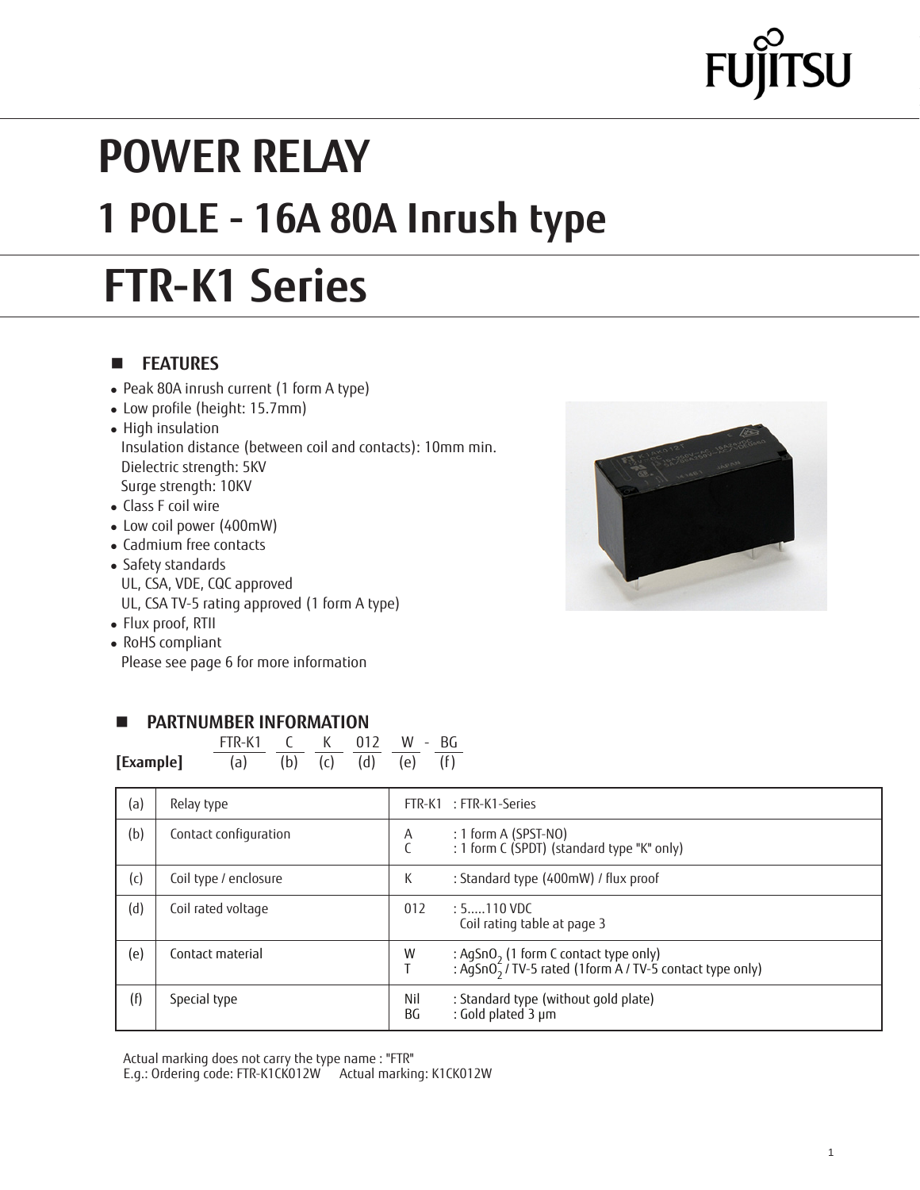FUJITSU

# POWER RELAY

## 1 POLE - 16A 80A Inrush type

# FTR-K1 Series

## FEATURES

- Peak 80A inrush current (1 form A type)
- Low profile (height: 15.7mm)
- High insulation
  Insulation distance (between coil and contacts): 10mm min.
  Dielectric strength: 5KV
  Surge strength: 10KV
- Class F coil wire
- Low coil power (400mW)
- Cadmium free contacts
- Safety standards
  UL, CSA, VDE, CQC approved
  UL, CSA TV-5 rating approved (1 form A type)
- Flux proof, RTII
- RoHS compliant
  Please see page 6 for more information

## PARTNUMBER INFORMATION

**[Example]**

| FTR-K1 | C | K | 012 | W | - BG |
|---|---|---|---|---|---|
| (a) | (b) | (c) | (d) | (e) | (f) |

| | | |
|---|---|---|
| (a) | Relay type | FTR-K1 : FTR-K1-Series |
| (b) | Contact configuration | A : 1 form A (SPST-NO)<br>C : 1 form C (SPDT) (standard type "K" only) |
| (c) | Coil type / enclosure | K : Standard type (400mW) / flux proof |
| (d) | Coil rated voltage | 012 : 5.....110 VDC<br>Coil rating table at page 3 |
| (e) | Contact material | W : $AgSnO_2$ (1 form C contact type only)<br>T : $AgSnO_2$ / TV-5 rated (1form A / TV-5 contact type only) |
| (f) | Special type | Nil : Standard type (without gold plate)<br>BG : Gold plated 3 μm |

Actual marking does not carry the type name : "FTR"
E.g.: Ordering code: FTR-K1CK012W   Actual marking: K1CK012W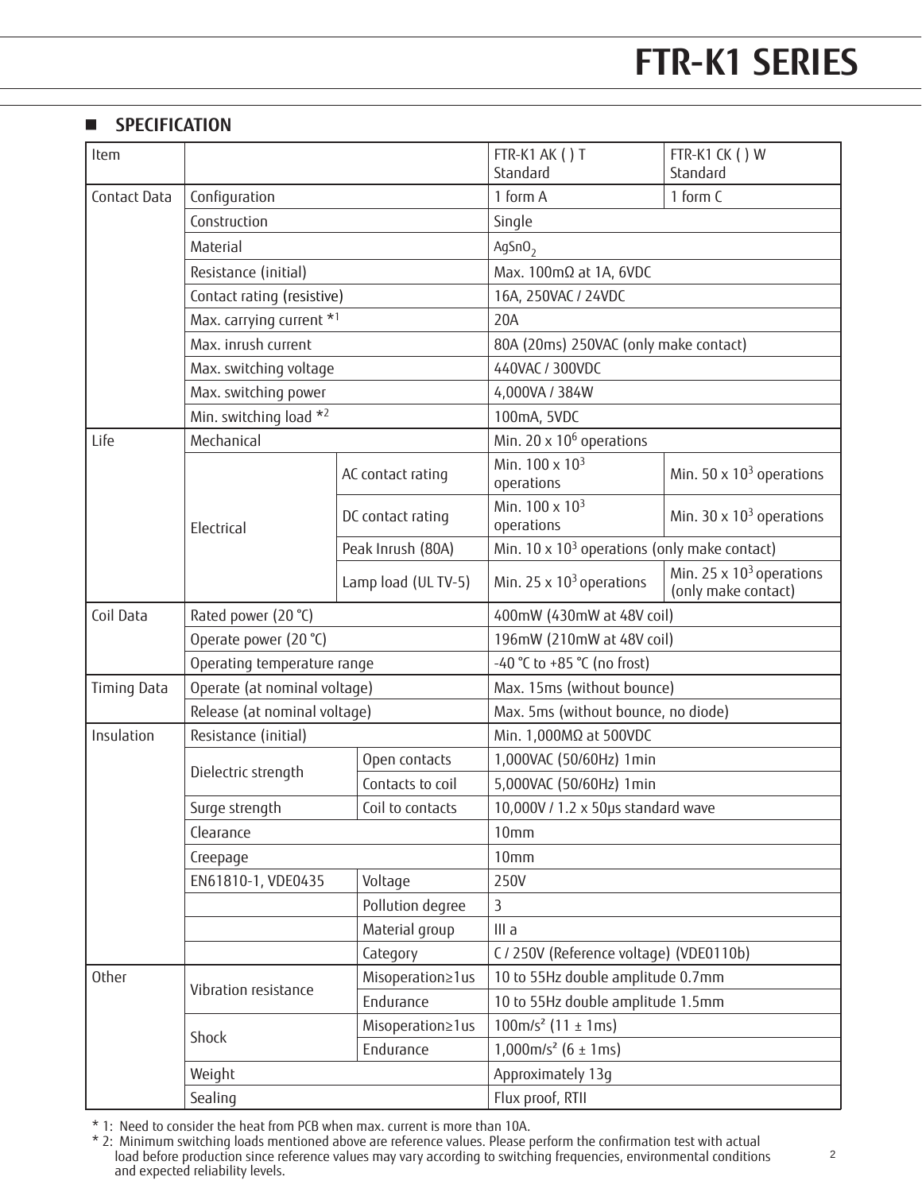## SPECIFICATION

| Item | | | FTR-K1 AK ( ) T<br>Standard | FTR-K1 CK ( ) W<br>Standard |
|---|---|---|---|---|
| Contact Data | Configuration | | 1 form A | 1 form C |
| | Construction | | Single | |
| | Material | | $AgSnO_2$ | |
| | Resistance (initial) | | Max. 100mΩ at 1A, 6VDC | |
| | Contact rating (resistive) | | 16A, 250VAC / 24VDC | |
| | Max. carrying current *1 | | 20A | |
| | Max. inrush current | | 80A (20ms) 250VAC (only make contact) | |
| | Max. switching voltage | | 440VAC / 300VDC | |
| | Max. switching power | | 4,000VA / 384W | |
| | Min. switching load *2 | | 100mA, 5VDC | |
| Life | Mechanical | | Min. 20 x $10^6$ operations | |
| | Electrical | AC contact rating | Min. 100 x $10^3$ operations | Min. 50 x $10^3$ operations |
| | | DC contact rating | Min. 100 x $10^3$ operations | Min. 30 x $10^3$ operations |
| | | Peak Inrush (80A) | Min. 10 x $10^3$ operations (only make contact) | |
| | | Lamp load (UL TV-5) | Min. 25 x $10^3$ operations | Min. 25 x $10^3$ operations (only make contact) |
| Coil Data | Rated power (20 °C) | | 400mW (430mW at 48V coil) | |
| | Operate power (20 °C) | | 196mW (210mW at 48V coil) | |
| | Operating temperature range | | -40 °C to +85 °C (no frost) | |
| Timing Data | Operate (at nominal voltage) | | Max. 15ms (without bounce) | |
| | Release (at nominal voltage) | | Max. 5ms (without bounce, no diode) | |
| Insulation | Resistance (initial) | | Min. 1,000MΩ at 500VDC | |
| | Dielectric strength | Open contacts | 1,000VAC (50/60Hz) 1min | |
| | | Contacts to coil | 5,000VAC (50/60Hz) 1min | |
| | Surge strength | Coil to contacts | 10,000V / 1.2 x 50μs standard wave | |
| | Clearance | | 10mm | |
| | Creepage | | 10mm | |
| | EN61810-1, VDE0435 | Voltage | 250V | |
| | | Pollution degree | 3 | |
| | | Material group | III a | |
| | | Category | C / 250V (Reference voltage) (VDE0110b) | |
| Other | Vibration resistance | Misoperation≥1us | 10 to 55Hz double amplitude 0.7mm | |
| | | Endurance | 10 to 55Hz double amplitude 1.5mm | |
| | Shock | Misoperation≥1us | 100m/s² (11 ± 1ms) | |
| | | Endurance | 1,000m/s² (6 ± 1ms) | |
| | Weight | | Approximately 13g | |
| | Sealing | | Flux proof, RTII | |

\* 1: Need to consider the heat from PCB when max. current is more than 10A.

\* 2: Minimum switching loads mentioned above are reference values. Please perform the confirmation test with actual load before production since reference values may vary according to switching frequencies, environmental conditions and expected reliability levels.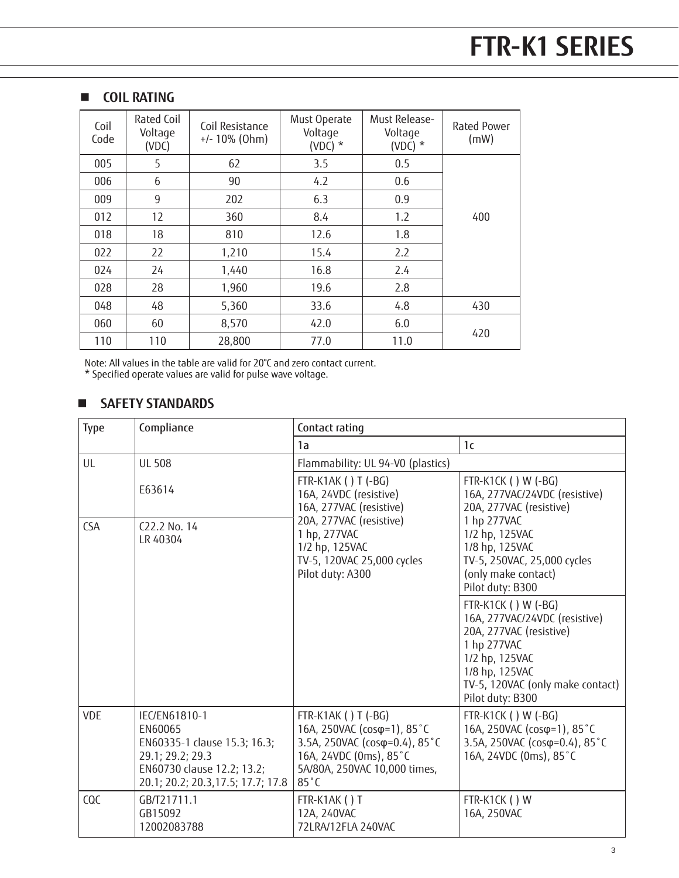# FTR-K1 SERIES

## COIL RATING

| Coil Code | Rated Coil Voltage (VDC) | Coil Resistance +/- 10% (Ohm) | Must Operate Voltage (VDC) * | Must Release-Voltage (VDC) * | Rated Power (mW) |
|---|---|---|---|---|---|
| 005 | 5 | 62 | 3.5 | 0.5 | 400 |
| 006 | 6 | 90 | 4.2 | 0.6 | |
| 009 | 9 | 202 | 6.3 | 0.9 | |
| 012 | 12 | 360 | 8.4 | 1.2 | |
| 018 | 18 | 810 | 12.6 | 1.8 | |
| 022 | 22 | 1,210 | 15.4 | 2.2 | |
| 024 | 24 | 1,440 | 16.8 | 2.4 | |
| 028 | 28 | 1,960 | 19.6 | 2.8 | |
| 048 | 48 | 5,360 | 33.6 | 4.8 | 430 |
| 060 | 60 | 8,570 | 42.0 | 6.0 | 420 |
| 110 | 110 | 28,800 | 77.0 | 11.0 | |

Note: All values in the table are valid for 20°C and zero contact current.
* Specified operate values are valid for pulse wave voltage.

## SAFETY STANDARDS

| Type | Compliance | Contact rating | |
|---|---|---|---|
| | | 1a | 1c |
| UL | UL 508 | Flammability: UL 94-V0 (plastics) | |
| | E63614 | FTR-K1AK ( ) T (-BG)<br>16A, 24VDC (resistive)<br>16A, 277VAC (resistive)<br>20A, 277VAC (resistive)<br>1 hp, 277VAC<br>1/2 hp, 125VAC<br>TV-5, 120VAC 25,000 cycles<br>Pilot duty: A300 | FTR-K1CK ( ) W (-BG)<br>16A, 277VAC/24VDC (resistive)<br>20A, 277VAC (resistive)<br>1 hp 277VAC<br>1/2 hp, 125VAC<br>1/8 hp, 125VAC<br>TV-5, 250VAC, 25,000 cycles<br>(only make contact)<br>Pilot duty: B300 |
| CSA | C22.2 No. 14<br>LR 40304 | | FTR-K1CK ( ) W (-BG)<br>16A, 277VAC/24VDC (resistive)<br>20A, 277VAC (resistive)<br>1 hp 277VAC<br>1/2 hp, 125VAC<br>1/8 hp, 125VAC<br>TV-5, 120VAC (only make contact)<br>Pilot duty: B300 |
| VDE | IEC/EN61810-1<br>EN60065<br>EN60335-1 clause 15.3; 16.3; 29.1; 29.2; 29.3<br>EN60730 clause 12.2; 13.2; 20.1; 20.2; 20.3,17.5; 17.7; 17.8 | FTR-K1AK ( ) T (-BG)<br>16A, 250VAC (cosφ=1), 85˚C<br>3.5A, 250VAC (cosφ=0.4), 85˚C<br>16A, 24VDC (0ms), 85˚C<br>5A/80A, 250VAC 10,000 times, 85˚C | FTR-K1CK ( ) W (-BG)<br>16A, 250VAC (cosφ=1), 85˚C<br>3.5A, 250VAC (cosφ=0.4), 85˚C<br>16A, 24VDC (0ms), 85˚C |
| CQC | GB/T21711.1<br>GB15092<br>12002083788 | FTR-K1AK ( ) T<br>12A, 240VAC<br>72LRA/12FLA 240VAC | FTR-K1CK ( ) W<br>16A, 250VAC |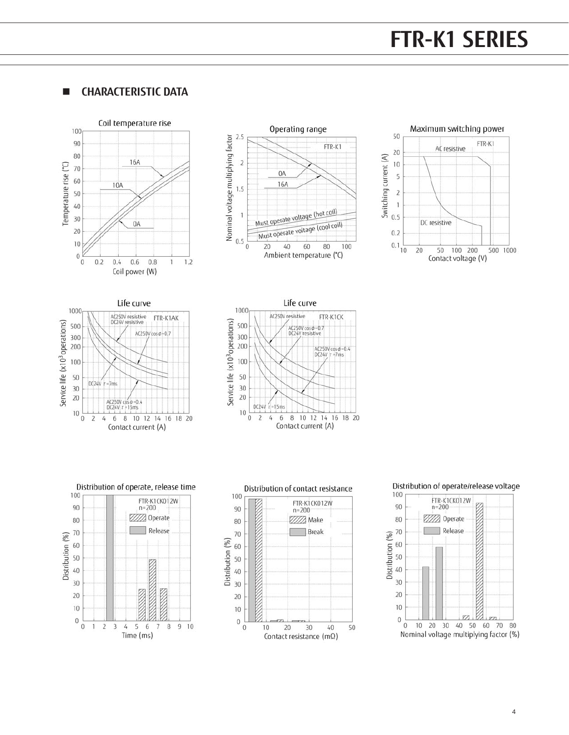## ■ CHARACTERISTIC DATA

Coil temperature rise

Operating range

Maximum switching power

Life curve (FTR-K1AK)

Life curve (FTR-K1CK)

Distribution of operate, release time

Distribution of contact resistance

Distribution of operate/release voltage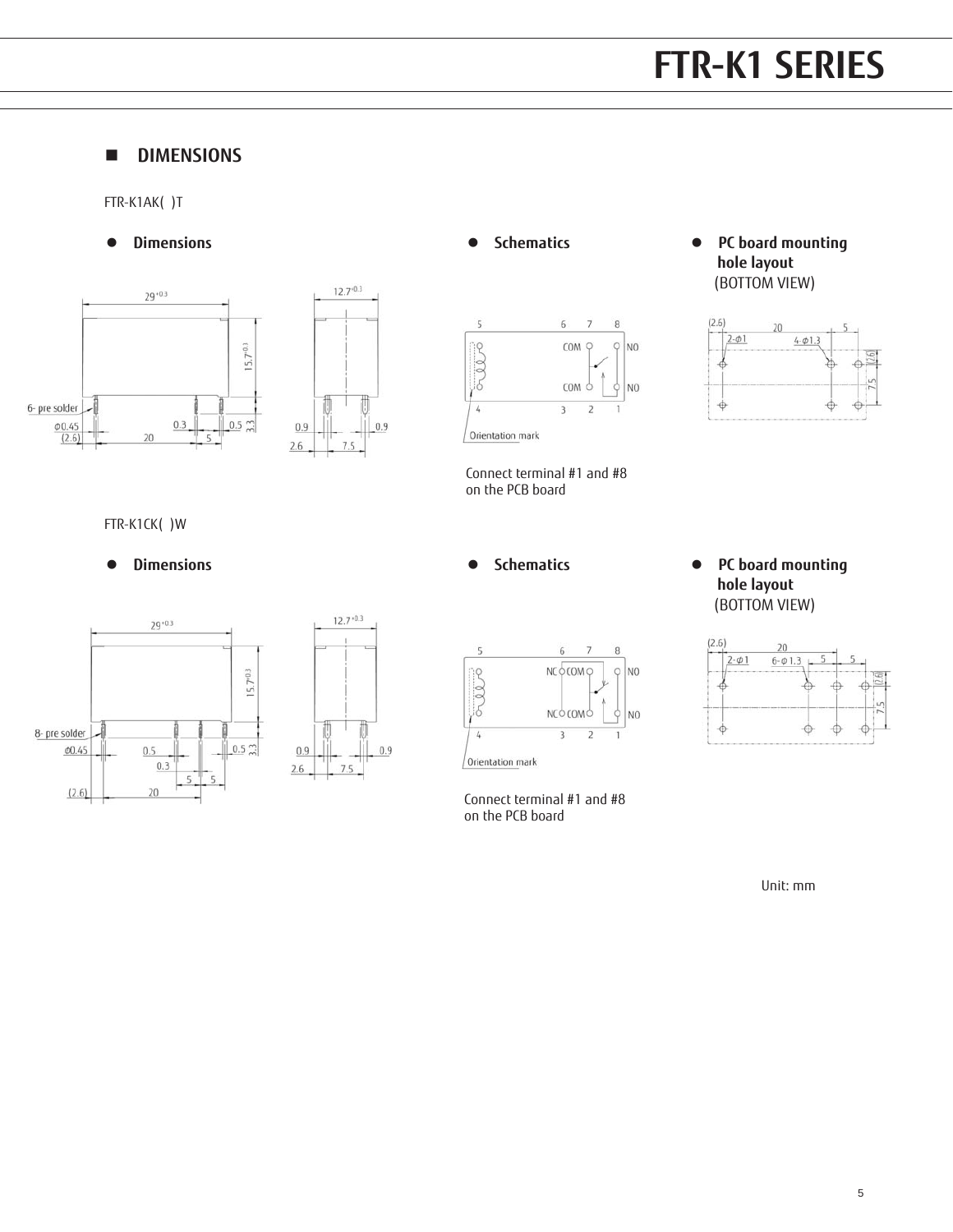## DIMENSIONS

FTR-K1AK(  )T

- **Dimensions**
- **Schematics**

Connect terminal #1 and #8 on the PCB board

- **PC board mounting hole layout** (BOTTOM VIEW)

FTR-K1CK(  )W

- **Dimensions**
- **Schematics**

Connect terminal #1 and #8 on the PCB board

- **PC board mounting hole layout** (BOTTOM VIEW)

Unit: mm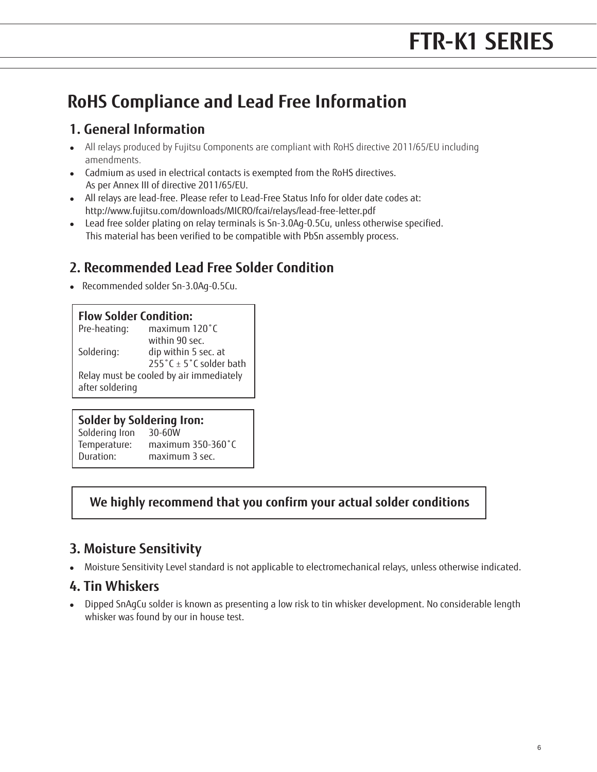# RoHS Compliance and Lead Free Information

## 1. General Information

- All relays produced by Fujitsu Components are compliant with RoHS directive 2011/65/EU including amendments.
- Cadmium as used in electrical contacts is exempted from the RoHS directives. As per Annex III of directive 2011/65/EU.
- All relays are lead-free. Please refer to Lead-Free Status Info for older date codes at: http://www.fujitsu.com/downloads/MICRO/fcai/relays/lead-free-letter.pdf
- Lead free solder plating on relay terminals is Sn-3.0Ag-0.5Cu, unless otherwise specified. This material has been verified to be compatible with PbSn assembly process.

## 2. Recommended Lead Free Solder Condition

- Recommended solder Sn-3.0Ag-0.5Cu.

**Flow Solder Condition:**

| | |
|---|---|
| Pre-heating: | maximum 120°C within 90 sec. |
| Soldering: | dip within 5 sec. at 255°C ± 5°C solder bath |

Relay must be cooled by air immediately after soldering

**Solder by Soldering Iron:**

| | |
|---|---|
| Soldering Iron | 30-60W |
| Temperature: | maximum 350-360°C |
| Duration: | maximum 3 sec. |

**We highly recommend that you confirm your actual solder conditions**

## 3. Moisture Sensitivity

- Moisture Sensitivity Level standard is not applicable to electromechanical relays, unless otherwise indicated.

## 4. Tin Whiskers

- Dipped SnAgCu solder is known as presenting a low risk to tin whisker development. No considerable length whisker was found by our in house test.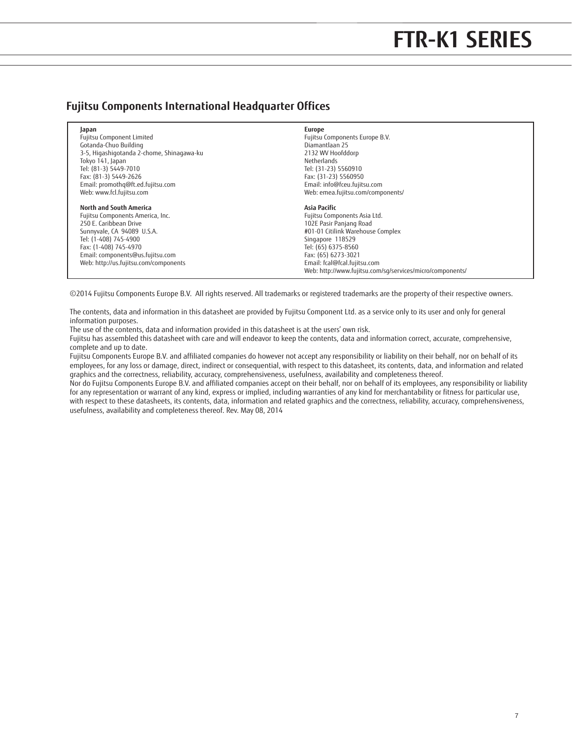## Fujitsu Components International Headquarter Offices

**Japan**
Fujitsu Component Limited
Gotanda-Chuo Building
3-5, Higashigotanda 2-chome, Shinagawa-ku
Tokyo 141, Japan
Tel: (81-3) 5449-7010
Fax: (81-3) 5449-2626
Email: promothq@ft.ed.fujitsu.com
Web: www.fcl.fujitsu.com

**North and South America**
Fujitsu Components America, Inc.
250 E. Caribbean Drive
Sunnyvale, CA 94089 U.S.A.
Tel: (1-408) 745-4900
Fax: (1-408) 745-4970
Email: components@us.fujitsu.com
Web: http://us.fujitsu.com/components

**Europe**
Fujitsu Components Europe B.V.
Diamantlaan 25
2132 WV Hoofddorp
Netherlands
Tel: (31-23) 5560910
Fax: (31-23) 5560950
Email: info@fceu.fujitsu.com
Web: emea.fujitsu.com/components/

**Asia Pacific**
Fujitsu Components Asia Ltd.
102E Pasir Panjang Road
#01-01 Citilink Warehouse Complex
Singapore 118529
Tel: (65) 6375-8560
Fax: (65) 6273-3021
Email: fcal@fcal.fujitsu.com
Web: http://www.fujitsu.com/sg/services/micro/components/

©2014 Fujitsu Components Europe B.V. All rights reserved. All trademarks or registered trademarks are the property of their respective owners.

The contents, data and information in this datasheet are provided by Fujitsu Component Ltd. as a service only to its user and only for general information purposes.
The use of the contents, data and information provided in this datasheet is at the users' own risk.
Fujitsu has assembled this datasheet with care and will endeavor to keep the contents, data and information correct, accurate, comprehensive, complete and up to date.
Fujitsu Components Europe B.V. and affiliated companies do however not accept any responsibility or liability on their behalf, nor on behalf of its employees, for any loss or damage, direct, indirect or consequential, with respect to this datasheet, its contents, data, and information and related graphics and the correctness, reliability, accuracy, comprehensiveness, usefulness, availability and completeness thereof.
Nor do Fujitsu Components Europe B.V. and affiliated companies accept on their behalf, nor on behalf of its employees, any responsibility or liability for any representation or warrant of any kind, express or implied, including warranties of any kind for merchantability or fitness for particular use, with respect to these datasheets, its contents, data, information and related graphics and the correctness, reliability, accuracy, comprehensiveness, usefulness, availability and completeness thereof. Rev. May 08, 2014